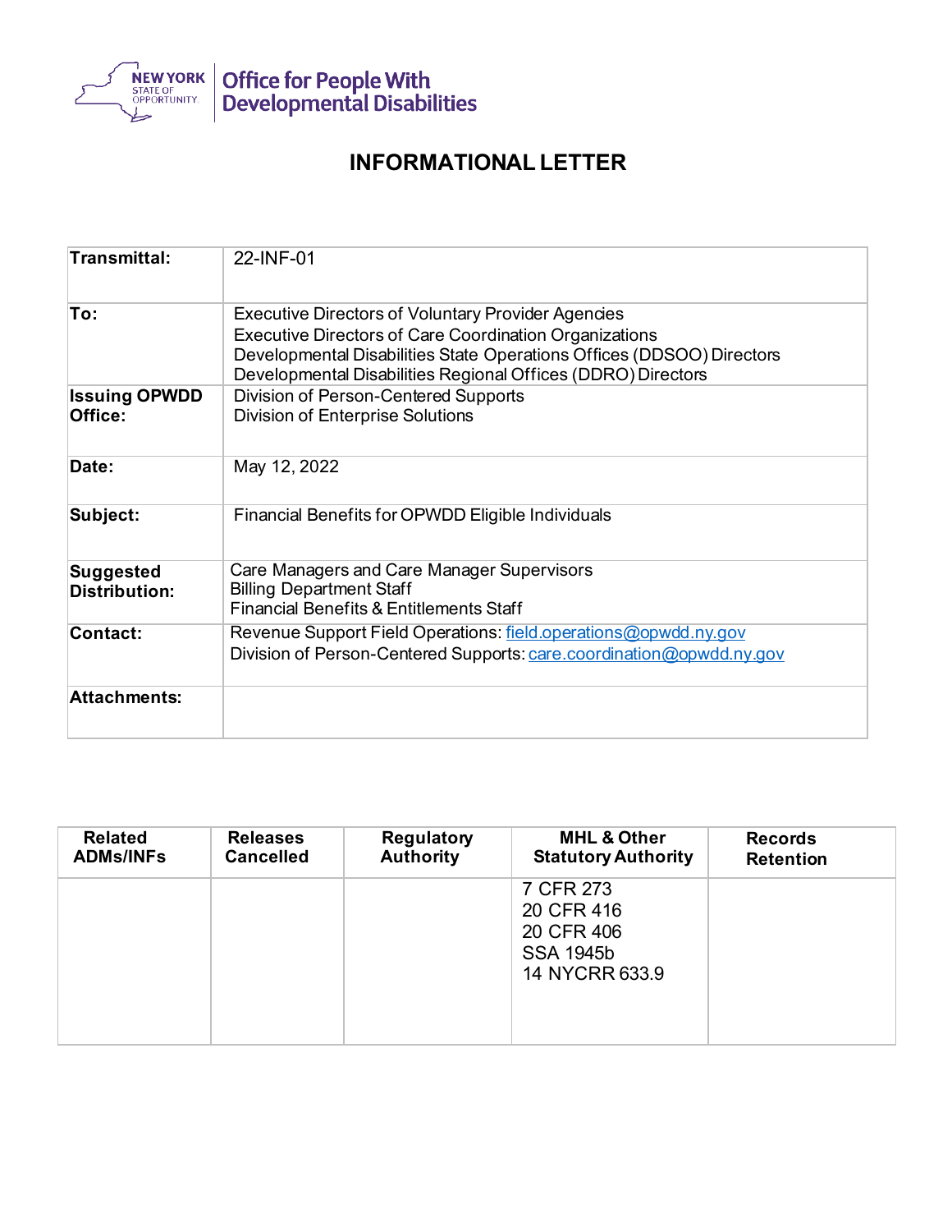New York State of Opportunity | Office for People With Developmental Disabilities

# INFORMATIONAL LETTER

| | |
|---|---|
| **Transmittal:** | 22-INF-01 |
| **To:** | Executive Directors of Voluntary Provider Agencies<br>Executive Directors of Care Coordination Organizations<br>Developmental Disabilities State Operations Offices (DDSOO) Directors<br>Developmental Disabilities Regional Offices (DDRO) Directors |
| **Issuing OPWDD Office:** | Division of Person-Centered Supports<br>Division of Enterprise Solutions |
| **Date:** | May 12, 2022 |
| **Subject:** | Financial Benefits for OPWDD Eligible Individuals |
| **Suggested Distribution:** | Care Managers and Care Manager Supervisors<br>Billing Department Staff<br>Financial Benefits & Entitlements Staff |
| **Contact:** | Revenue Support Field Operations: field.operations@opwdd.ny.gov<br>Division of Person-Centered Supports: care.coordination@opwdd.ny.gov |
| **Attachments:** | |

| Related ADMs/INFs | Releases Cancelled | Regulatory Authority | MHL & Other Statutory Authority | Records Retention |
|---|---|---|---|---|
| | | | 7 CFR 273<br>20 CFR 416<br>20 CFR 406<br>SSA 1945b<br>14 NYCRR 633.9 | |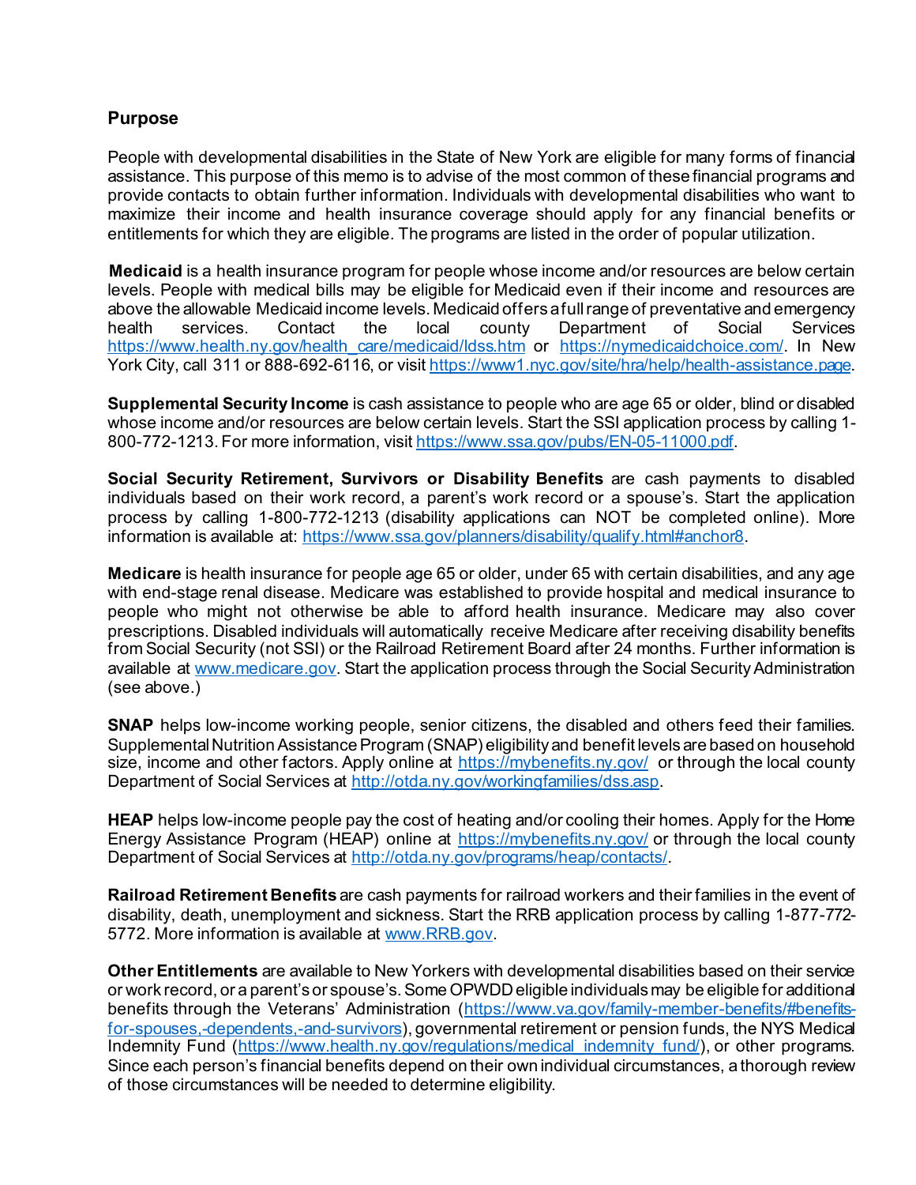## Purpose

People with developmental disabilities in the State of New York are eligible for many forms of financial assistance. This purpose of this memo is to advise of the most common of these financial programs and provide contacts to obtain further information. Individuals with developmental disabilities who want to maximize their income and health insurance coverage should apply for any financial benefits or entitlements for which they are eligible. The programs are listed in the order of popular utilization.

**Medicaid** is a health insurance program for people whose income and/or resources are below certain levels. People with medical bills may be eligible for Medicaid even if their income and resources are above the allowable Medicaid income levels. Medicaid offers a full range of preventative and emergency health services. Contact the local county Department of Social Services https://www.health.ny.gov/health_care/medicaid/ldss.htm or https://nymedicaidchoice.com/. In New York City, call 311 or 888-692-6116, or visit https://www1.nyc.gov/site/hra/help/health-assistance.page.

**Supplemental Security Income** is cash assistance to people who are age 65 or older, blind or disabled whose income and/or resources are below certain levels. Start the SSI application process by calling 1-800-772-1213. For more information, visit https://www.ssa.gov/pubs/EN-05-11000.pdf.

**Social Security Retirement, Survivors or Disability Benefits** are cash payments to disabled individuals based on their work record, a parent's work record or a spouse's. Start the application process by calling 1-800-772-1213 (disability applications can NOT be completed online). More information is available at: https://www.ssa.gov/planners/disability/qualify.html#anchor8.

**Medicare** is health insurance for people age 65 or older, under 65 with certain disabilities, and any age with end-stage renal disease. Medicare was established to provide hospital and medical insurance to people who might not otherwise be able to afford health insurance. Medicare may also cover prescriptions. Disabled individuals will automatically receive Medicare after receiving disability benefits from Social Security (not SSI) or the Railroad Retirement Board after 24 months. Further information is available at www.medicare.gov. Start the application process through the Social Security Administration (see above.)

**SNAP** helps low-income working people, senior citizens, the disabled and others feed their families. Supplemental Nutrition Assistance Program (SNAP) eligibility and benefit levels are based on household size, income and other factors. Apply online at https://mybenefits.ny.gov/ or through the local county Department of Social Services at http://otda.ny.gov/workingfamilies/dss.asp.

**HEAP** helps low-income people pay the cost of heating and/or cooling their homes. Apply for the Home Energy Assistance Program (HEAP) online at https://mybenefits.ny.gov/ or through the local county Department of Social Services at http://otda.ny.gov/programs/heap/contacts/.

**Railroad Retirement Benefits** are cash payments for railroad workers and their families in the event of disability, death, unemployment and sickness. Start the RRB application process by calling 1-877-772-5772. More information is available at www.RRB.gov.

**Other Entitlements** are available to New Yorkers with developmental disabilities based on their service or work record, or a parent's or spouse's. Some OPWDD eligible individuals may be eligible for additional benefits through the Veterans' Administration (https://www.va.gov/family-member-benefits/#benefits-for-spouses,-dependents,-and-survivors), governmental retirement or pension funds, the NYS Medical Indemnity Fund (https://www.health.ny.gov/regulations/medical_indemnity_fund/), or other programs. Since each person's financial benefits depend on their own individual circumstances, a thorough review of those circumstances will be needed to determine eligibility.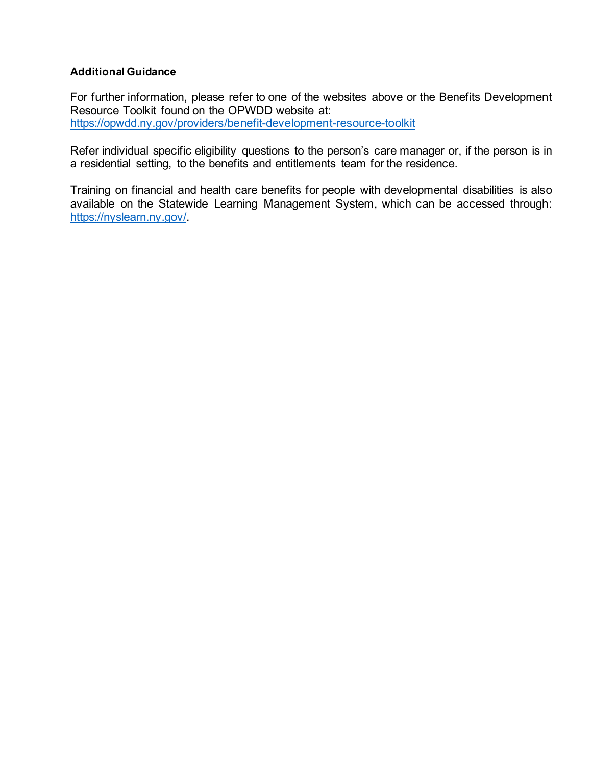**Additional Guidance**

For further information, please refer to one of the websites above or the Benefits Development Resource Toolkit found on the OPWDD website at: https://opwdd.ny.gov/providers/benefit-development-resource-toolkit

Refer individual specific eligibility questions to the person's care manager or, if the person is in a residential setting, to the benefits and entitlements team for the residence.

Training on financial and health care benefits for people with developmental disabilities is also available on the Statewide Learning Management System, which can be accessed through: https://nyslearn.ny.gov/.